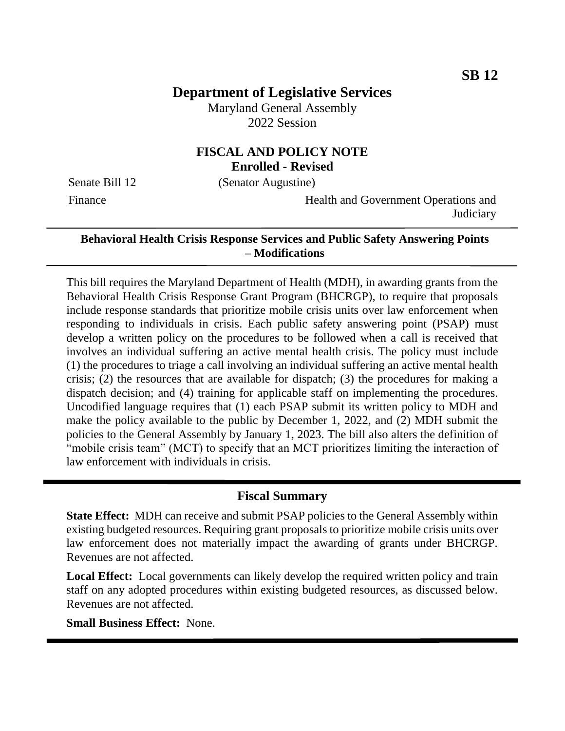SB 12

# Department of Legislative Services

Maryland General Assembly
2022 Session

## FISCAL AND POLICY NOTE
**Enrolled - Revised**

Senate Bill 12 (Senator Augustine)

Finance Health and Government Operations and Judiciary

**Behavioral Health Crisis Response Services and Public Safety Answering Points – Modifications**

This bill requires the Maryland Department of Health (MDH), in awarding grants from the Behavioral Health Crisis Response Grant Program (BHCRGP), to require that proposals include response standards that prioritize mobile crisis units over law enforcement when responding to individuals in crisis. Each public safety answering point (PSAP) must develop a written policy on the procedures to be followed when a call is received that involves an individual suffering an active mental health crisis. The policy must include (1) the procedures to triage a call involving an individual suffering an active mental health crisis; (2) the resources that are available for dispatch; (3) the procedures for making a dispatch decision; and (4) training for applicable staff on implementing the procedures. Uncodified language requires that (1) each PSAP submit its written policy to MDH and make the policy available to the public by December 1, 2022, and (2) MDH submit the policies to the General Assembly by January 1, 2023. The bill also alters the definition of "mobile crisis team" (MCT) to specify that an MCT prioritizes limiting the interaction of law enforcement with individuals in crisis.

## Fiscal Summary

**State Effect:** MDH can receive and submit PSAP policies to the General Assembly within existing budgeted resources. Requiring grant proposals to prioritize mobile crisis units over law enforcement does not materially impact the awarding of grants under BHCRGP. Revenues are not affected.

**Local Effect:** Local governments can likely develop the required written policy and train staff on any adopted procedures within existing budgeted resources, as discussed below. Revenues are not affected.

**Small Business Effect:** None.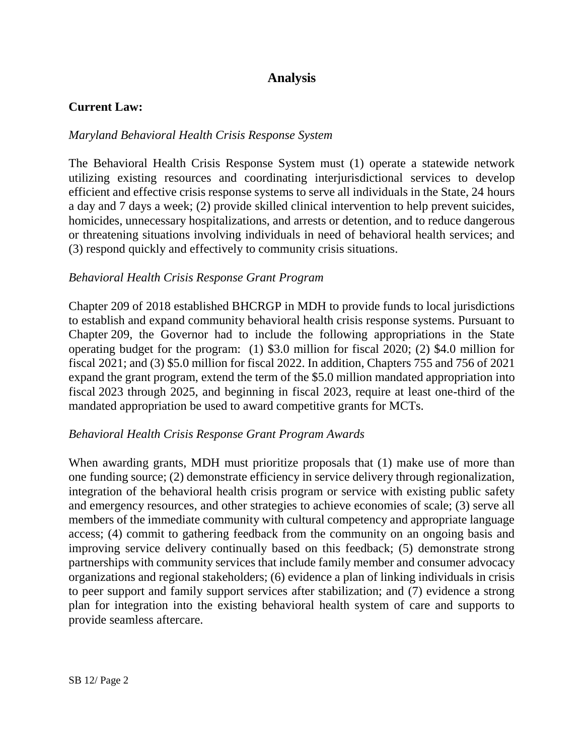# Analysis

**Current Law:**

*Maryland Behavioral Health Crisis Response System*

The Behavioral Health Crisis Response System must (1) operate a statewide network utilizing existing resources and coordinating interjurisdictional services to develop efficient and effective crisis response systems to serve all individuals in the State, 24 hours a day and 7 days a week; (2) provide skilled clinical intervention to help prevent suicides, homicides, unnecessary hospitalizations, and arrests or detention, and to reduce dangerous or threatening situations involving individuals in need of behavioral health services; and (3) respond quickly and effectively to community crisis situations.

*Behavioral Health Crisis Response Grant Program*

Chapter 209 of 2018 established BHCRGP in MDH to provide funds to local jurisdictions to establish and expand community behavioral health crisis response systems. Pursuant to Chapter 209, the Governor had to include the following appropriations in the State operating budget for the program: (1) $3.0 million for fiscal 2020; (2) $4.0 million for fiscal 2021; and (3) $5.0 million for fiscal 2022. In addition, Chapters 755 and 756 of 2021 expand the grant program, extend the term of the $5.0 million mandated appropriation into fiscal 2023 through 2025, and beginning in fiscal 2023, require at least one-third of the mandated appropriation be used to award competitive grants for MCTs.

*Behavioral Health Crisis Response Grant Program Awards*

When awarding grants, MDH must prioritize proposals that (1) make use of more than one funding source; (2) demonstrate efficiency in service delivery through regionalization, integration of the behavioral health crisis program or service with existing public safety and emergency resources, and other strategies to achieve economies of scale; (3) serve all members of the immediate community with cultural competency and appropriate language access; (4) commit to gathering feedback from the community on an ongoing basis and improving service delivery continually based on this feedback; (5) demonstrate strong partnerships with community services that include family member and consumer advocacy organizations and regional stakeholders; (6) evidence a plan of linking individuals in crisis to peer support and family support services after stabilization; and (7) evidence a strong plan for integration into the existing behavioral health system of care and supports to provide seamless aftercare.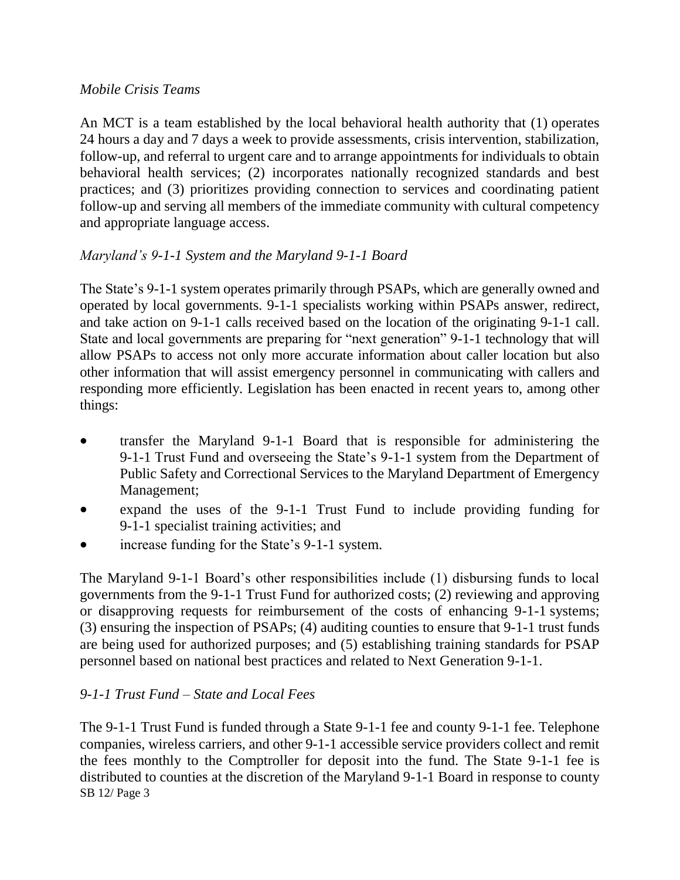*Mobile Crisis Teams*

An MCT is a team established by the local behavioral health authority that (1) operates 24 hours a day and 7 days a week to provide assessments, crisis intervention, stabilization, follow-up, and referral to urgent care and to arrange appointments for individuals to obtain behavioral health services; (2) incorporates nationally recognized standards and best practices; and (3) prioritizes providing connection to services and coordinating patient follow-up and serving all members of the immediate community with cultural competency and appropriate language access.

*Maryland's 9-1-1 System and the Maryland 9-1-1 Board*

The State's 9-1-1 system operates primarily through PSAPs, which are generally owned and operated by local governments. 9-1-1 specialists working within PSAPs answer, redirect, and take action on 9-1-1 calls received based on the location of the originating 9-1-1 call. State and local governments are preparing for "next generation" 9-1-1 technology that will allow PSAPs to access not only more accurate information about caller location but also other information that will assist emergency personnel in communicating with callers and responding more efficiently. Legislation has been enacted in recent years to, among other things:

- transfer the Maryland 9-1-1 Board that is responsible for administering the 9-1-1 Trust Fund and overseeing the State's 9-1-1 system from the Department of Public Safety and Correctional Services to the Maryland Department of Emergency Management;
- expand the uses of the 9-1-1 Trust Fund to include providing funding for 9-1-1 specialist training activities; and
- increase funding for the State's 9-1-1 system.

The Maryland 9-1-1 Board's other responsibilities include (1) disbursing funds to local governments from the 9-1-1 Trust Fund for authorized costs; (2) reviewing and approving or disapproving requests for reimbursement of the costs of enhancing 9-1-1 systems; (3) ensuring the inspection of PSAPs; (4) auditing counties to ensure that 9-1-1 trust funds are being used for authorized purposes; and (5) establishing training standards for PSAP personnel based on national best practices and related to Next Generation 9-1-1.

*9-1-1 Trust Fund – State and Local Fees*

The 9-1-1 Trust Fund is funded through a State 9-1-1 fee and county 9-1-1 fee. Telephone companies, wireless carriers, and other 9-1-1 accessible service providers collect and remit the fees monthly to the Comptroller for deposit into the fund. The State 9-1-1 fee is distributed to counties at the discretion of the Maryland 9-1-1 Board in response to county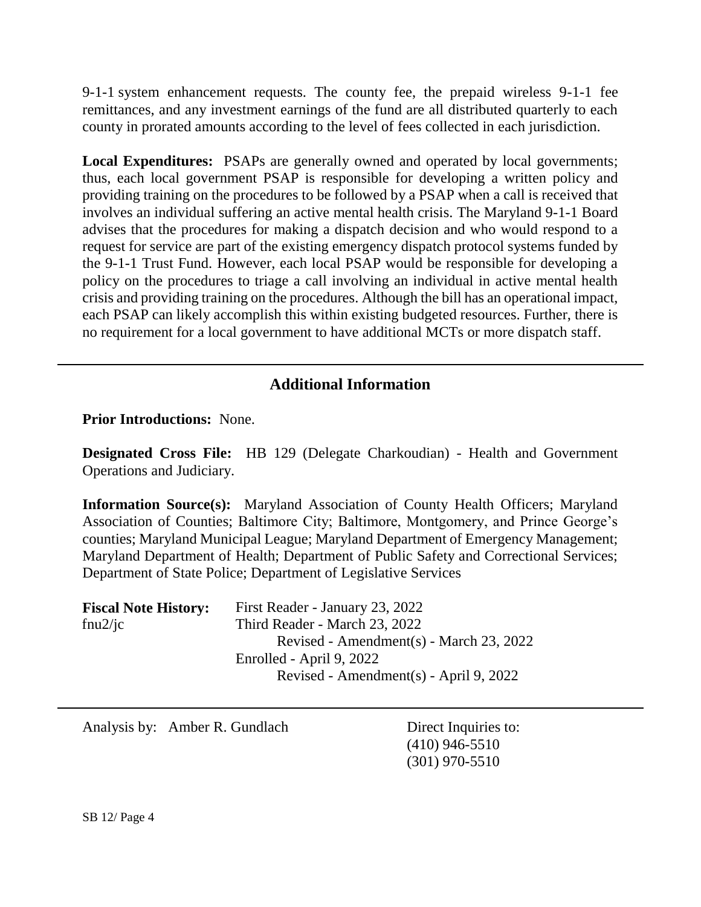9-1-1 system enhancement requests. The county fee, the prepaid wireless 9-1-1 fee remittances, and any investment earnings of the fund are all distributed quarterly to each county in prorated amounts according to the level of fees collected in each jurisdiction.

**Local Expenditures:** PSAPs are generally owned and operated by local governments; thus, each local government PSAP is responsible for developing a written policy and providing training on the procedures to be followed by a PSAP when a call is received that involves an individual suffering an active mental health crisis. The Maryland 9-1-1 Board advises that the procedures for making a dispatch decision and who would respond to a request for service are part of the existing emergency dispatch protocol systems funded by the 9-1-1 Trust Fund. However, each local PSAP would be responsible for developing a policy on the procedures to triage a call involving an individual in active mental health crisis and providing training on the procedures. Although the bill has an operational impact, each PSAP can likely accomplish this within existing budgeted resources. Further, there is no requirement for a local government to have additional MCTs or more dispatch staff.

---

## Additional Information

**Prior Introductions:** None.

**Designated Cross File:** HB 129 (Delegate Charkoudian) - Health and Government Operations and Judiciary.

**Information Source(s):** Maryland Association of County Health Officers; Maryland Association of Counties; Baltimore City; Baltimore, Montgomery, and Prince George's counties; Maryland Municipal League; Maryland Department of Emergency Management; Maryland Department of Health; Department of Public Safety and Correctional Services; Department of State Police; Department of Legislative Services

**Fiscal Note History:** First Reader - January 23, 2022
fnu2/jc Third Reader - March 23, 2022
Revised - Amendment(s) - March 23, 2022
Enrolled - April 9, 2022
Revised - Amendment(s) - April 9, 2022

---

Analysis by: Amber R. Gundlach

Direct Inquiries to:
(410) 946-5510
(301) 970-5510